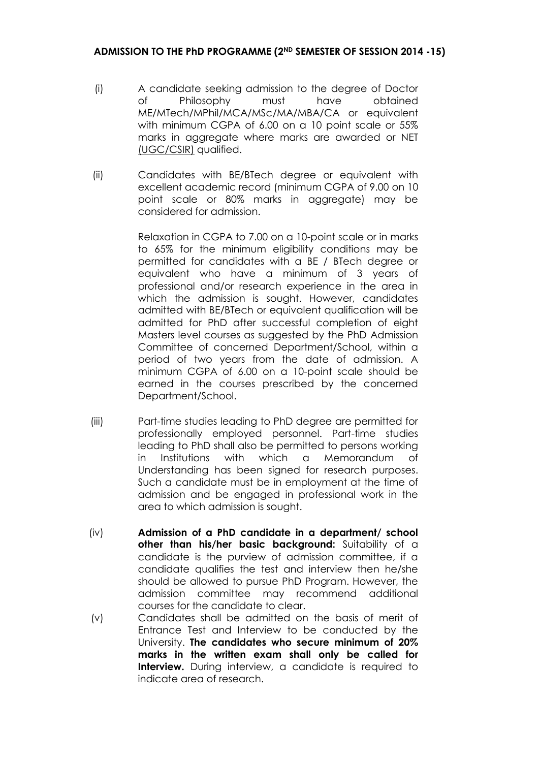## ADMISSION TO THE PhD PROGRAMME (2ND SEMESTER OF SESSION 2014 -15)

(i) A candidate seeking admission to the degree of Doctor of Philosophy must have obtained ME/MTech/MPhil/MCA/MSc/MA/MBA/CA or equivalent with minimum CGPA of 6.00 on a 10 point scale or 55% marks in aggregate where marks are awarded or NET (UGC/CSIR) qualified.

(ii) Candidates with BE/BTech degree or equivalent with excellent academic record (minimum CGPA of 9.00 on 10 point scale or 80% marks in aggregate) may be considered for admission.

Relaxation in CGPA to 7.00 on a 10-point scale or in marks to 65% for the minimum eligibility conditions may be permitted for candidates with a BE / BTech degree or equivalent who have a minimum of 3 years of professional and/or research experience in the area in which the admission is sought. However, candidates admitted with BE/BTech or equivalent qualification will be admitted for PhD after successful completion of eight Masters level courses as suggested by the PhD Admission Committee of concerned Department/School, within a period of two years from the date of admission. A minimum CGPA of 6.00 on a 10-point scale should be earned in the courses prescribed by the concerned Department/School.

(iii) Part-time studies leading to PhD degree are permitted for professionally employed personnel. Part-time studies leading to PhD shall also be permitted to persons working in Institutions with which a Memorandum of Understanding has been signed for research purposes. Such a candidate must be in employment at the time of admission and be engaged in professional work in the area to which admission is sought.

(iv) **Admission of a PhD candidate in a department/ school other than his/her basic background:** Suitability of a candidate is the purview of admission committee, if a candidate qualifies the test and interview then he/she should be allowed to pursue PhD Program. However, the admission committee may recommend additional courses for the candidate to clear.

(v) Candidates shall be admitted on the basis of merit of Entrance Test and Interview to be conducted by the University. **The candidates who secure minimum of 20% marks in the written exam shall only be called for Interview.** During interview, a candidate is required to indicate area of research.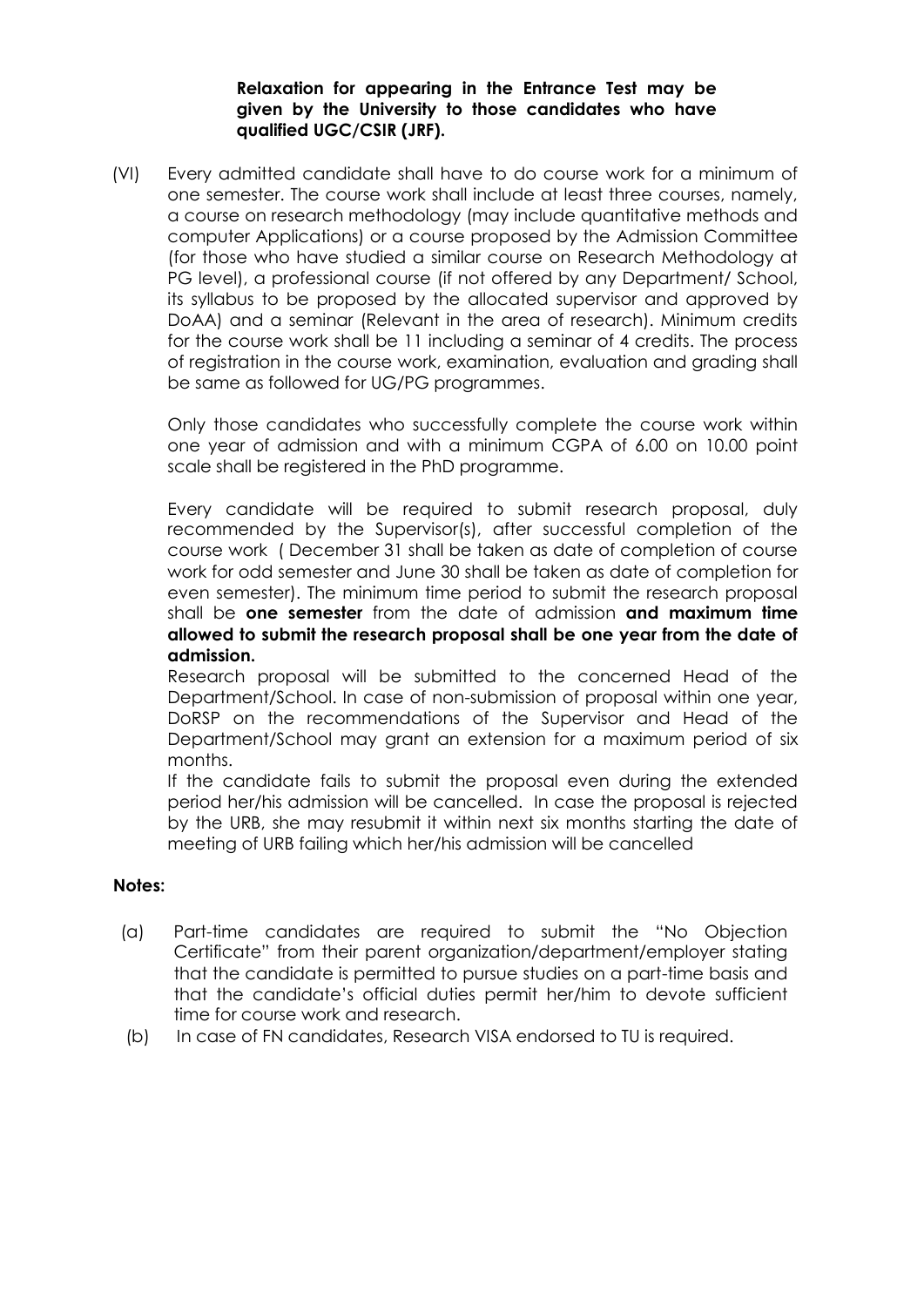**Relaxation for appearing in the Entrance Test may be given by the University to those candidates who have qualified UGC/CSIR (JRF).**

(VI) Every admitted candidate shall have to do course work for a minimum of one semester. The course work shall include at least three courses, namely, a course on research methodology (may include quantitative methods and computer Applications) or a course proposed by the Admission Committee (for those who have studied a similar course on Research Methodology at PG level), a professional course (if not offered by any Department/ School, its syllabus to be proposed by the allocated supervisor and approved by DoAA) and a seminar (Relevant in the area of research). Minimum credits for the course work shall be 11 including a seminar of 4 credits. The process of registration in the course work, examination, evaluation and grading shall be same as followed for UG/PG programmes.

Only those candidates who successfully complete the course work within one year of admission and with a minimum CGPA of 6.00 on 10.00 point scale shall be registered in the PhD programme.

Every candidate will be required to submit research proposal, duly recommended by the Supervisor(s), after successful completion of the course work ( December 31 shall be taken as date of completion of course work for odd semester and June 30 shall be taken as date of completion for even semester). The minimum time period to submit the research proposal shall be **one semester** from the date of admission **and maximum time allowed to submit the research proposal shall be one year from the date of admission.**

Research proposal will be submitted to the concerned Head of the Department/School. In case of non-submission of proposal within one year, DoRSP on the recommendations of the Supervisor and Head of the Department/School may grant an extension for a maximum period of six months.

If the candidate fails to submit the proposal even during the extended period her/his admission will be cancelled. In case the proposal is rejected by the URB, she may resubmit it within next six months starting the date of meeting of URB failing which her/his admission will be cancelled

**Notes:**

(a) Part-time candidates are required to submit the "No Objection Certificate" from their parent organization/department/employer stating that the candidate is permitted to pursue studies on a part-time basis and that the candidate's official duties permit her/him to devote sufficient time for course work and research.

(b) In case of FN candidates, Research VISA endorsed to TU is required.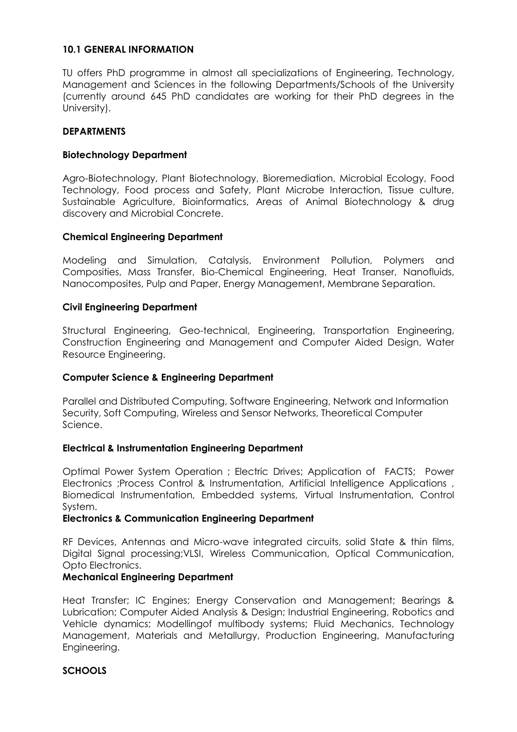## 10.1 GENERAL INFORMATION

TU offers PhD programme in almost all specializations of Engineering, Technology, Management and Sciences in the following Departments/Schools of the University (currently around 645 PhD candidates are working for their PhD degrees in the University).

### DEPARTMENTS

**Biotechnology Department**

Agro-Biotechnology, Plant Biotechnology, Bioremediation, Microbial Ecology, Food Technology, Food process and Safety, Plant Microbe Interaction, Tissue culture, Sustainable Agriculture, Bioinformatics, Areas of Animal Biotechnology & drug discovery and Microbial Concrete.

**Chemical Engineering Department**

Modeling and Simulation, Catalysis, Environment Pollution, Polymers and Composities, Mass Transfer, Bio-Chemical Engineering, Heat Transer, Nanofluids, Nanocomposites, Pulp and Paper, Energy Management, Membrane Separation.

**Civil Engineering Department**

Structural Engineering, Geo-technical, Engineering, Transportation Engineering, Construction Engineering and Management and Computer Aided Design, Water Resource Engineering.

**Computer Science & Engineering Department**

Parallel and Distributed Computing, Software Engineering, Network and Information Security, Soft Computing, Wireless and Sensor Networks, Theoretical Computer Science.

**Electrical & Instrumentation Engineering Department**

Optimal Power System Operation ; Electric Drives; Application of FACTS; Power Electronics ;Process Control & Instrumentation, Artificial Intelligence Applications , Biomedical Instrumentation, Embedded systems, Virtual Instrumentation, Control System.

**Electronics & Communication Engineering Department**

RF Devices, Antennas and Micro-wave integrated circuits, solid State & thin films, Digital Signal processing;VLSI, Wireless Communication, Optical Communication, Opto Electronics.

**Mechanical Engineering Department**

Heat Transfer; IC Engines; Energy Conservation and Management; Bearings & Lubrication; Computer Aided Analysis & Design; Industrial Engineering, Robotics and Vehicle dynamics; Modellingof multibody systems; Fluid Mechanics, Technology Management, Materials and Metallurgy, Production Engineering, Manufacturing Engineering.

### SCHOOLS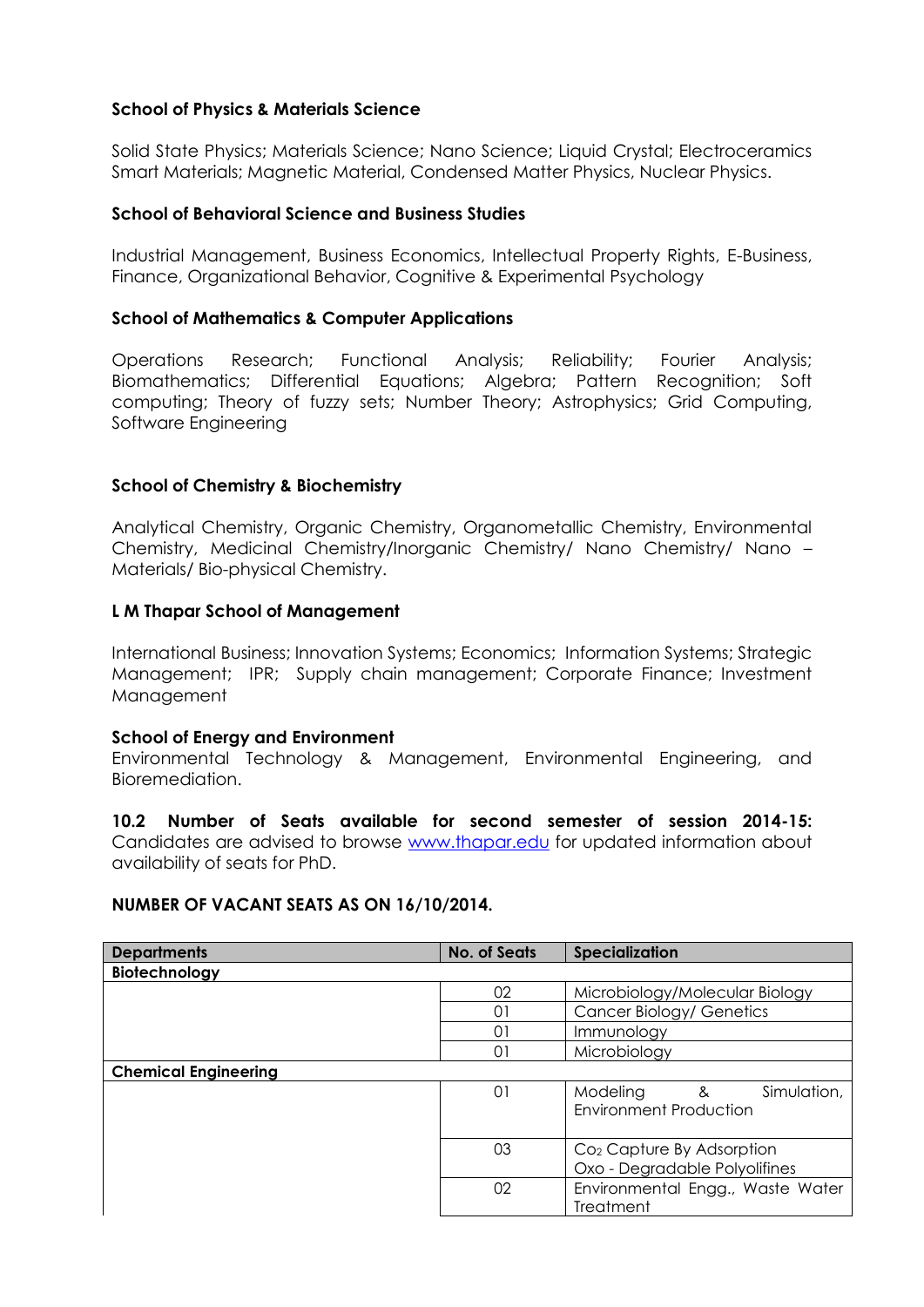**School of Physics & Materials Science**

Solid State Physics; Materials Science; Nano Science; Liquid Crystal; Electroceramics Smart Materials; Magnetic Material, Condensed Matter Physics, Nuclear Physics.

**School of Behavioral Science and Business Studies**

Industrial Management, Business Economics, Intellectual Property Rights, E-Business, Finance, Organizational Behavior, Cognitive & Experimental Psychology

**School of Mathematics & Computer Applications**

Operations Research; Functional Analysis; Reliability; Fourier Analysis; Biomathematics; Differential Equations; Algebra; Pattern Recognition; Soft computing; Theory of fuzzy sets; Number Theory; Astrophysics; Grid Computing, Software Engineering

**School of Chemistry & Biochemistry**

Analytical Chemistry, Organic Chemistry, Organometallic Chemistry, Environmental Chemistry, Medicinal Chemistry/Inorganic Chemistry/ Nano Chemistry/ Nano – Materials/ Bio-physical Chemistry.

**L M Thapar School of Management**

International Business; Innovation Systems; Economics; Information Systems; Strategic Management; IPR; Supply chain management; Corporate Finance; Investment Management

**School of Energy and Environment**

Environmental Technology & Management, Environmental Engineering, and Bioremediation.

**10.2 Number of Seats available for second semester of session 2014-15:** Candidates are advised to browse www.thapar.edu for updated information about availability of seats for PhD.

**NUMBER OF VACANT SEATS AS ON 16/10/2014.**

| Departments | No. of Seats | Specialization |
|---|---|---|
| **Biotechnology** | | |
| | 02 | Microbiology/Molecular Biology |
| | 01 | Cancer Biology/ Genetics |
| | 01 | Immunology |
| | 01 | Microbiology |
| **Chemical Engineering** | | |
| | 01 | Modeling & Simulation, Environment Production |
| | 03 | $Co_2$ Capture By Adsorption Oxo - Degradable Polyolifines |
| | 02 | Environmental Engg., Waste Water Treatment |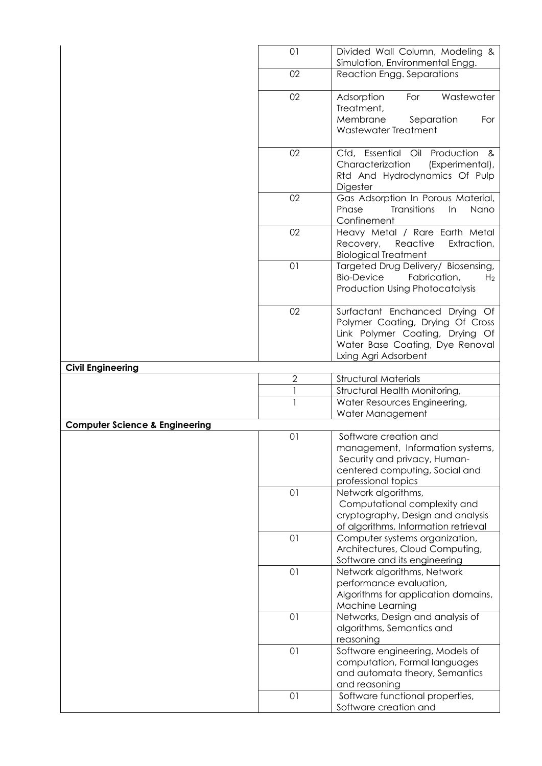| | | |
|---|---|---|
| | 01 | Divided Wall Column, Modeling & Simulation, Environmental Engg. |
| | 02 | Reaction Engg. Separations |
| | 02 | Adsorption For Wastewater Treatment, Membrane Separation For Wastewater Treatment |
| | 02 | Cfd, Essential Oil Production & Characterization (Experimental), Rtd And Hydrodynamics Of Pulp Digester |
| | 02 | Gas Adsorption In Porous Material, Phase Transitions In Nano Confinement |
| | 02 | Heavy Metal / Rare Earth Metal Recovery, Reactive Extraction, Biological Treatment |
| | 01 | Targeted Drug Delivery/ Biosensing, Bio-Device Fabrication, $H_2$ Production Using Photocatalysis |
| | 02 | Surfactant Enchanced Drying Of Polymer Coating, Drying Of Cross Link Polymer Coating, Drying Of Water Base Coating, Dye Renoval Lxing Agri Adsorbent |
| **Civil Engineering** | | |
| | 2 | Structural Materials |
| | 1 | Structural Health Monitoring, |
| | 1 | Water Resources Engineering, Water Management |
| **Computer Science & Engineering** | | |
| | 01 | Software creation and management, Information systems, Security and privacy, Human-centered computing, Social and professional topics |
| | 01 | Network algorithms, Computational complexity and cryptography, Design and analysis of algorithms, Information retrieval |
| | 01 | Computer systems organization, Architectures, Cloud Computing, Software and its engineering |
| | 01 | Network algorithms, Network performance evaluation, Algorithms for application domains, Machine Learning |
| | 01 | Networks, Design and analysis of algorithms, Semantics and reasoning |
| | 01 | Software engineering, Models of computation, Formal languages and automata theory, Semantics and reasoning |
| | 01 | Software functional properties, Software creation and |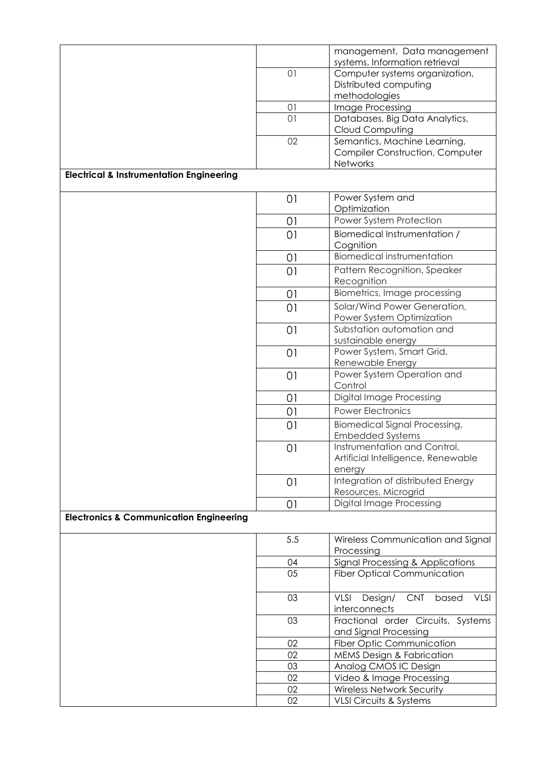| | | |
|---|---|---|
| | | management, Data management systems, Information retrieval |
| | 01 | Computer systems organization, Distributed computing methodologies |
| | 01 | Image Processing |
| | 01 | Databases, Big Data Analytics, Cloud Computing |
| | 02 | Semantics, Machine Learning, Compiler Construction, Computer Networks |
| **Electrical & Instrumentation Engineering** | | |
| | 01 | Power System and Optimization |
| | 01 | Power System Protection |
| | 01 | Biomedical Instrumentation / Cognition |
| | 01 | Biomedical instrumentation |
| | 01 | Pattern Recognition, Speaker Recognition |
| | 01 | Biometrics, Image processing |
| | 01 | Solar/Wind Power Generation, Power System Optimization |
| | 01 | Substation automation and sustainable energy |
| | 01 | Power System, Smart Grid, Renewable Energy |
| | 01 | Power System Operation and Control |
| | 01 | Digital Image Processing |
| | 01 | Power Electronics |
| | 01 | Biomedical Signal Processing, Embedded Systems |
| | 01 | Instrumentation and Control, Artificial Intelligence, Renewable energy |
| | 01 | Integration of distributed Energy Resources, Microgrid |
| | 01 | Digital Image Processing |
| **Electronics & Communication Engineering** | | |
| | 5.5 | Wireless Communication and Signal Processing |
| | 04 | Signal Processing & Applications |
| | 05 | Fiber Optical Communication |
| | 03 | VLSI Design/ CNT based VLSI interconnects |
| | 03 | Fractional order Circuits, Systems and Signal Processing |
| | 02 | Fiber Optic Communication |
| | 02 | MEMS Design & Fabrication |
| | 03 | Analog CMOS IC Design |
| | 02 | Video & Image Processing |
| | 02 | Wireless Network Security |
| | 02 | VLSI Circuits & Systems |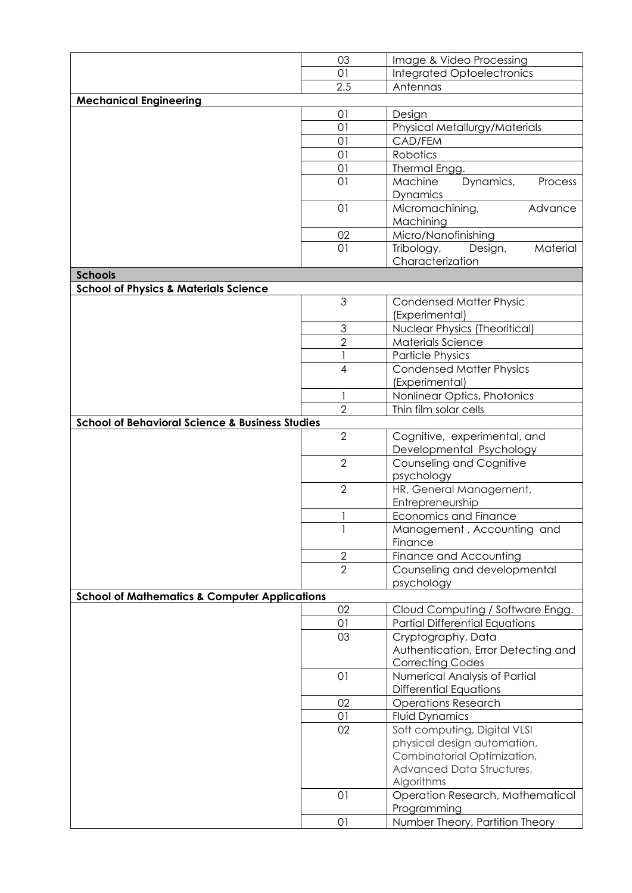| | | |
|---|---|---|
| | 03 | Image & Video Processing |
| | 01 | Integrated Optoelectronics |
| | 2.5 | Antennas |
| **Mechanical Engineering** | | |
| | 01 | Design |
| | 01 | Physical Metallurgy/Materials |
| | 01 | CAD/FEM |
| | 01 | Robotics |
| | 01 | Thermal Engg. |
| | 01 | Machine Dynamics, Process Dynamics |
| | 01 | Micromachining, Advance Machining |
| | 02 | Micro/Nanofinishing |
| | 01 | Tribology, Design, Material Characterization |
| **Schools** | | |
| **School of Physics & Materials Science** | | |
| | 3 | Condensed Matter Physic (Experimental) |
| | 3 | Nuclear Physics (Theoritical) |
| | 2 | Materials Science |
| | 1 | Particle Physics |
| | 4 | Condensed Matter Physics (Experimental) |
| | 1 | Nonlinear Optics, Photonics |
| | 2 | Thin film solar cells |
| **School of Behavioral Science & Business Studies** | | |
| | 2 | Cognitive, experimental, and Developmental Psychology |
| | 2 | Counseling and Cognitive psychology |
| | 2 | HR, General Management, Entrepreneurship |
| | 1 | Economics and Finance |
| | 1 | Management , Accounting and Finance |
| | 2 | Finance and Accounting |
| | 2 | Counseling and developmental psychology |
| **School of Mathematics & Computer Applications** | | |
| | 02 | Cloud Computing / Software Engg. |
| | 01 | Partial Differential Equations |
| | 03 | Cryptography, Data Authentication, Error Detecting and Correcting Codes |
| | 01 | Numerical Analysis of Partial Differential Equations |
| | 02 | Operations Research |
| | 01 | Fluid Dynamics |
| | 02 | Soft computing, Digital VLSI physical design automation, Combinatorial Optimization, Advanced Data Structures, Algorithms |
| | 01 | Operation Research, Mathematical Programming |
| | 01 | Number Theory, Partition Theory |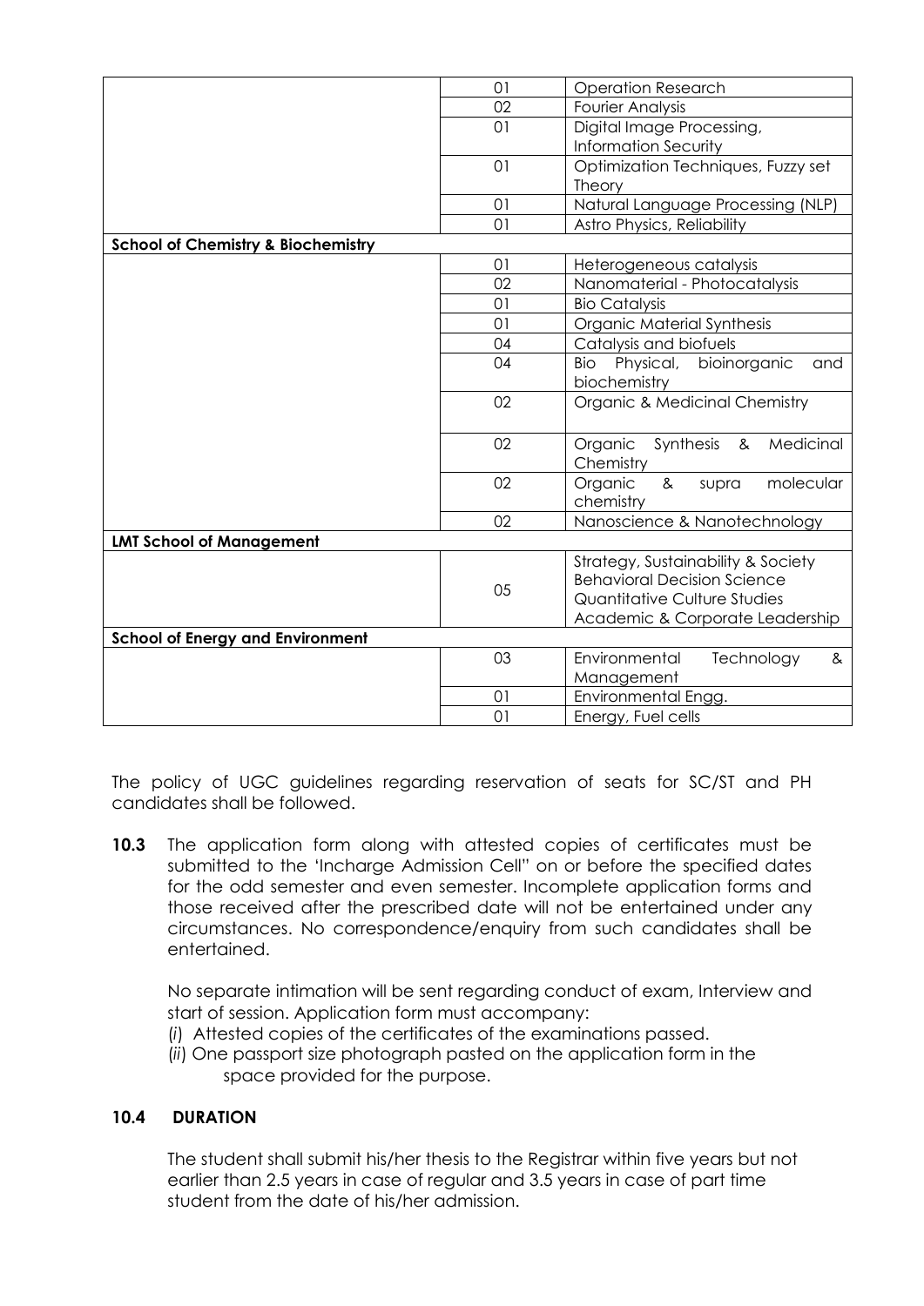| | | |
|---|---|---|
| | 01 | Operation Research |
| | 02 | Fourier Analysis |
| | 01 | Digital Image Processing, Information Security |
| | 01 | Optimization Techniques, Fuzzy set Theory |
| | 01 | Natural Language Processing (NLP) |
| | 01 | Astro Physics, Reliability |
| **School of Chemistry & Biochemistry** | | |
| | 01 | Heterogeneous catalysis |
| | 02 | Nanomaterial - Photocatalysis |
| | 01 | Bio Catalysis |
| | 01 | Organic Material Synthesis |
| | 04 | Catalysis and biofuels |
| | 04 | Bio Physical, bioinorganic and biochemistry |
| | 02 | Organic & Medicinal Chemistry |
| | 02 | Organic Synthesis & Medicinal Chemistry |
| | 02 | Organic & supra molecular chemistry |
| | 02 | Nanoscience & Nanotechnology |
| **LMT School of Management** | | |
| | 05 | Strategy, Sustainability & Society<br>Behavioral Decision Science<br>Quantitative Culture Studies<br>Academic & Corporate Leadership |
| **School of Energy and Environment** | | |
| | 03 | Environmental Technology & Management |
| | 01 | Environmental Engg. |
| | 01 | Energy, Fuel cells |

The policy of UGC guidelines regarding reservation of seats for SC/ST and PH candidates shall be followed.

**10.3** The application form along with attested copies of certificates must be submitted to the 'Incharge Admission Cell" on or before the specified dates for the odd semester and even semester. Incomplete application forms and those received after the prescribed date will not be entertained under any circumstances. No correspondence/enquiry from such candidates shall be entertained.

No separate intimation will be sent regarding conduct of exam, Interview and start of session. Application form must accompany:

(*i*) Attested copies of the certificates of the examinations passed.

(*ii*) One passport size photograph pasted on the application form in the space provided for the purpose.

### 10.4 DURATION

The student shall submit his/her thesis to the Registrar within five years but not earlier than 2.5 years in case of regular and 3.5 years in case of part time student from the date of his/her admission.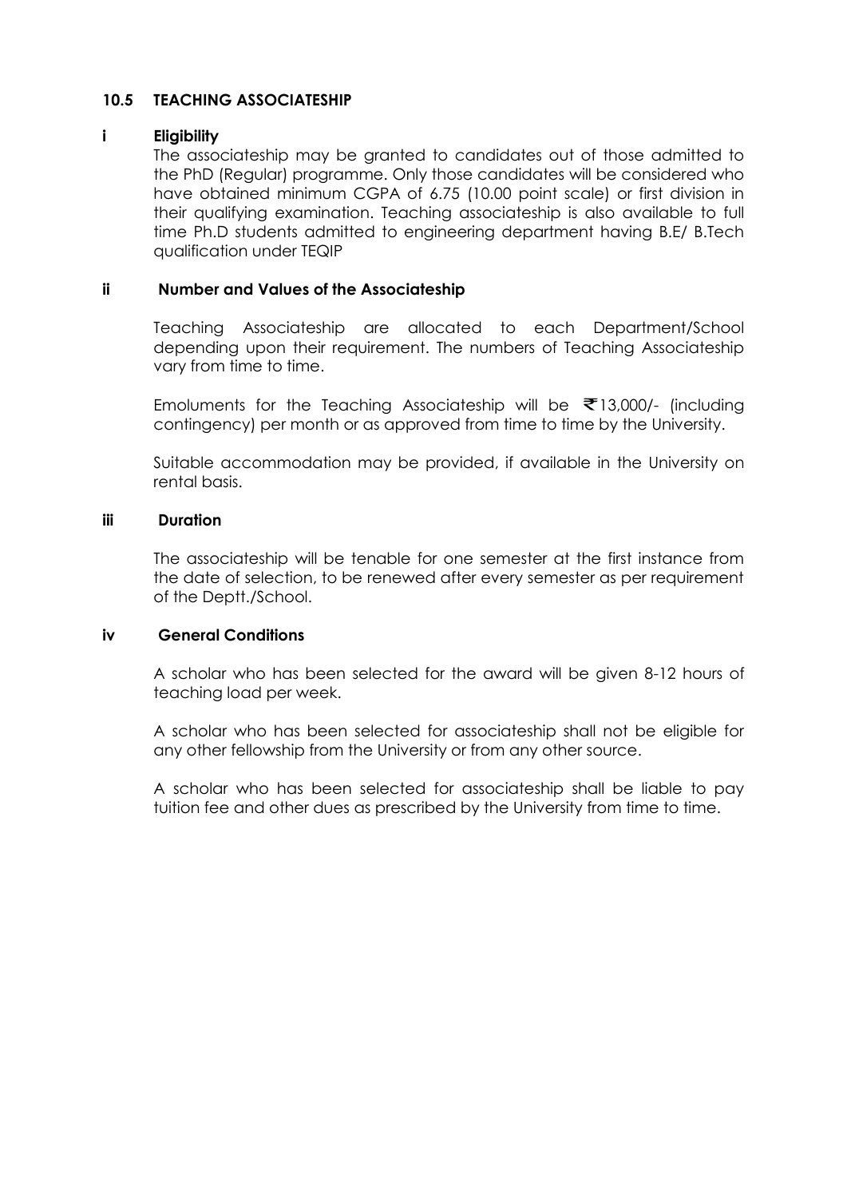## 10.5 TEACHING ASSOCIATESHIP

### i Eligibility

The associateship may be granted to candidates out of those admitted to the PhD (Regular) programme. Only those candidates will be considered who have obtained minimum CGPA of 6.75 (10.00 point scale) or first division in their qualifying examination. Teaching associateship is also available to full time Ph.D students admitted to engineering department having B.E/ B.Tech qualification under TEQIP

### ii Number and Values of the Associateship

Teaching Associateship are allocated to each Department/School depending upon their requirement. The numbers of Teaching Associateship vary from time to time.

Emoluments for the Teaching Associateship will be ₹13,000/- (including contingency) per month or as approved from time to time by the University.

Suitable accommodation may be provided, if available in the University on rental basis.

### iii Duration

The associateship will be tenable for one semester at the first instance from the date of selection, to be renewed after every semester as per requirement of the Deptt./School.

### iv General Conditions

A scholar who has been selected for the award will be given 8-12 hours of teaching load per week.

A scholar who has been selected for associateship shall not be eligible for any other fellowship from the University or from any other source.

A scholar who has been selected for associateship shall be liable to pay tuition fee and other dues as prescribed by the University from time to time.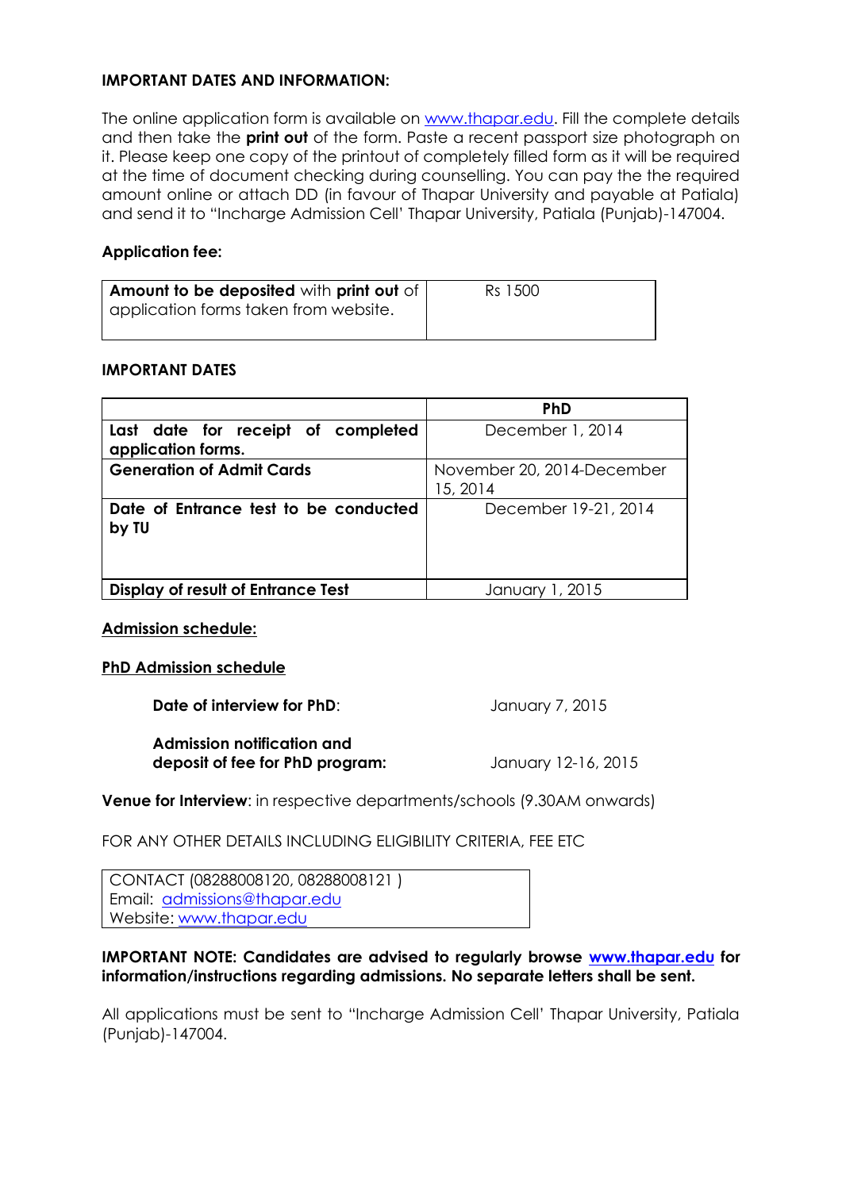**IMPORTANT DATES AND INFORMATION:**

The online application form is available on www.thapar.edu. Fill the complete details and then take the **print out** of the form. Paste a recent passport size photograph on it. Please keep one copy of the printout of completely filled form as it will be required at the time of document checking during counselling. You can pay the the required amount online or attach DD (in favour of Thapar University and payable at Patiala) and send it to "Incharge Admission Cell' Thapar University, Patiala (Punjab)-147004.

**Application fee:**

| **Amount to be deposited** with **print out** of application forms taken from website. | Rs 1500 |
|---|---|

**IMPORTANT DATES**

| | **PhD** |
|---|---|
| **Last date for receipt of completed application forms.** | December 1, 2014 |
| **Generation of Admit Cards** | November 20, 2014-December 15, 2014 |
| **Date of Entrance test to be conducted by TU** | December 19-21, 2014 |
| **Display of result of Entrance Test** | January 1, 2015 |

**Admission schedule:**

**PhD Admission schedule**

**Date of interview for PhD**: January 7, 2015

**Admission notification and deposit of fee for PhD program:** January 12-16, 2015

**Venue for Interview**: in respective departments/schools (9.30AM onwards)

FOR ANY OTHER DETAILS INCLUDING ELIGIBILITY CRITERIA, FEE ETC

CONTACT (08288008120, 08288008121 )
Email: admissions@thapar.edu
Website: www.thapar.edu

**IMPORTANT NOTE: Candidates are advised to regularly browse www.thapar.edu for information/instructions regarding admissions. No separate letters shall be sent.**

All applications must be sent to "Incharge Admission Cell' Thapar University, Patiala (Punjab)-147004.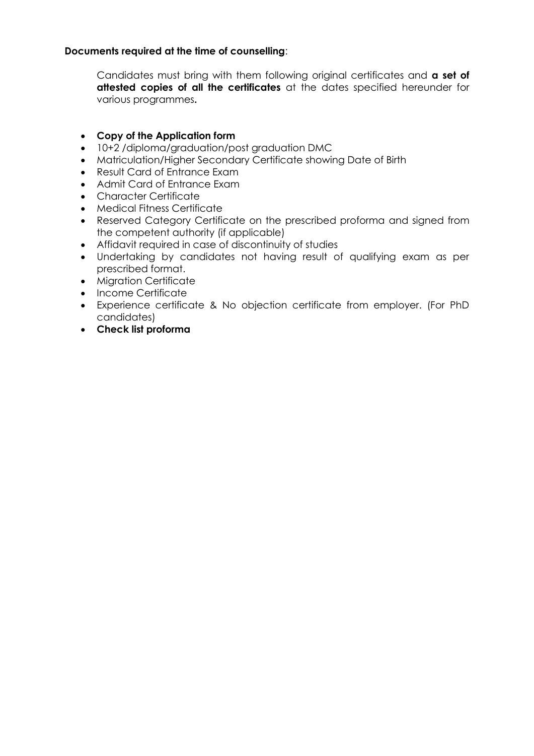**Documents required at the time of counselling**:

Candidates must bring with them following original certificates and **a set of attested copies of all the certificates** at the dates specified hereunder for various programmes**.**

- **Copy of the Application form**
- 10+2 /diploma/graduation/post graduation DMC
- Matriculation/Higher Secondary Certificate showing Date of Birth
- Result Card of Entrance Exam
- Admit Card of Entrance Exam
- Character Certificate
- Medical Fitness Certificate
- Reserved Category Certificate on the prescribed proforma and signed from the competent authority (if applicable)
- Affidavit required in case of discontinuity of studies
- Undertaking by candidates not having result of qualifying exam as per prescribed format.
- Migration Certificate
- Income Certificate
- Experience certificate & No objection certificate from employer. (For PhD candidates)
- **Check list proforma**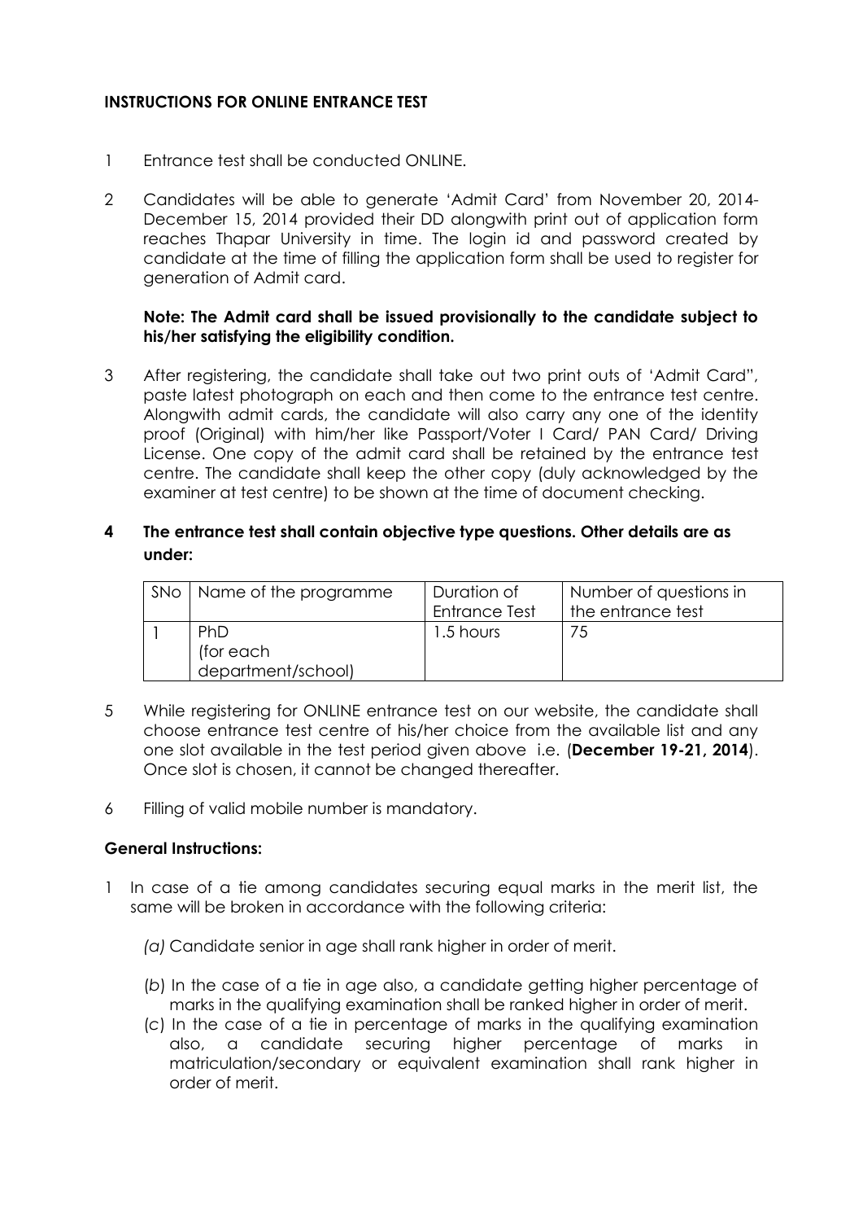## INSTRUCTIONS FOR ONLINE ENTRANCE TEST

1. Entrance test shall be conducted ONLINE.

2. Candidates will be able to generate 'Admit Card' from November 20, 2014-December 15, 2014 provided their DD alongwith print out of application form reaches Thapar University in time. The login id and password created by candidate at the time of filling the application form shall be used to register for generation of Admit card.

   **Note: The Admit card shall be issued provisionally to the candidate subject to his/her satisfying the eligibility condition.**

3. After registering, the candidate shall take out two print outs of 'Admit Card", paste latest photograph on each and then come to the entrance test centre. Alongwith admit cards, the candidate will also carry any one of the identity proof (Original) with him/her like Passport/Voter I Card/ PAN Card/ Driving License. One copy of the admit card shall be retained by the entrance test centre. The candidate shall keep the other copy (duly acknowledged by the examiner at test centre) to be shown at the time of document checking.

4. **The entrance test shall contain objective type questions. Other details are as under:**

| SNo | Name of the programme | Duration of Entrance Test | Number of questions in the entrance test |
|---|---|---|---|
| 1 | PhD (for each department/school) | 1.5 hours | 75 |

5. While registering for ONLINE entrance test on our website, the candidate shall choose entrance test centre of his/her choice from the available list and any one slot available in the test period given above i.e. (**December 19-21, 2014**). Once slot is chosen, it cannot be changed thereafter.

6. Filling of valid mobile number is mandatory.

### General Instructions:

1. In case of a tie among candidates securing equal marks in the merit list, the same will be broken in accordance with the following criteria:

   *(a)* Candidate senior in age shall rank higher in order of merit.

   (*b*) In the case of a tie in age also, a candidate getting higher percentage of marks in the qualifying examination shall be ranked higher in order of merit.

   (*c*) In the case of a tie in percentage of marks in the qualifying examination also, a candidate securing higher percentage of marks in matriculation/secondary or equivalent examination shall rank higher in order of merit.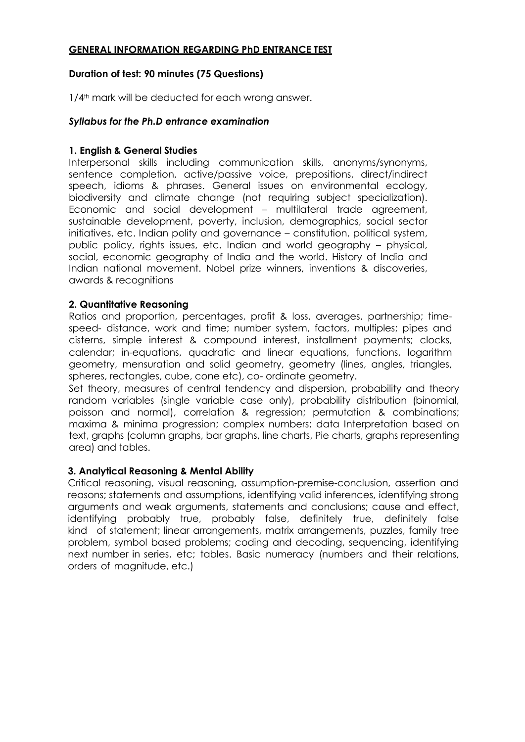## GENERAL INFORMATION REGARDING PhD ENTRANCE TEST

### Duration of test: 90 minutes (75 Questions)

1/4th mark will be deducted for each wrong answer.

### *Syllabus for the Ph.D entrance examination*

**1. English & General Studies**

Interpersonal skills including communication skills, anonyms/synonyms, sentence completion, active/passive voice, prepositions, direct/indirect speech, idioms & phrases. General issues on environmental ecology, biodiversity and climate change (not requiring subject specialization). Economic and social development – multilateral trade agreement, sustainable development, poverty, inclusion, demographics, social sector initiatives, etc. Indian polity and governance – constitution, political system, public policy, rights issues, etc. Indian and world geography – physical, social, economic geography of India and the world. History of India and Indian national movement. Nobel prize winners, inventions & discoveries, awards & recognitions

**2. Quantitative Reasoning**

Ratios and proportion, percentages, profit & loss, averages, partnership; time-speed- distance, work and time; number system, factors, multiples; pipes and cisterns, simple interest & compound interest, installment payments; clocks, calendar; in-equations, quadratic and linear equations, functions, logarithm geometry, mensuration and solid geometry, geometry (lines, angles, triangles, spheres, rectangles, cube, cone etc), co- ordinate geometry.

Set theory, measures of central tendency and dispersion, probability and theory random variables (single variable case only), probability distribution (binomial, poisson and normal), correlation & regression; permutation & combinations; maxima & minima progression; complex numbers; data Interpretation based on text, graphs (column graphs, bar graphs, line charts, Pie charts, graphs representing area) and tables.

**3. Analytical Reasoning & Mental Ability**

Critical reasoning, visual reasoning, assumption-premise-conclusion, assertion and reasons; statements and assumptions, identifying valid inferences, identifying strong arguments and weak arguments, statements and conclusions; cause and effect, identifying probably true, probably false, definitely true, definitely false kind of statement; linear arrangements, matrix arrangements, puzzles, family tree problem, symbol based problems; coding and decoding, sequencing, identifying next number in series, etc; tables. Basic numeracy (numbers and their relations, orders of magnitude, etc.)